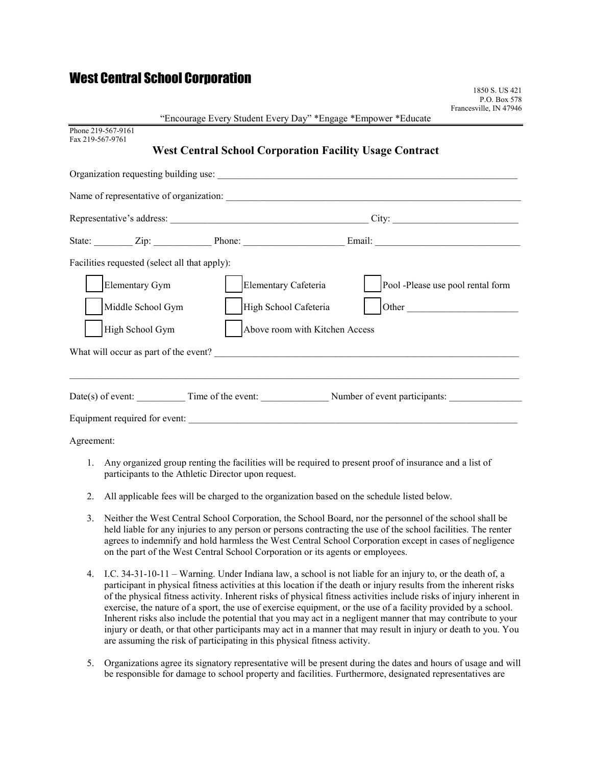# West Central School Corporation

1850 S. US 421
P.O. Box 578
Francesville, IN 47946

"Encourage Every Student Every Day" *Engage *Empower *Educate

Phone 219-567-9161
Fax 219-567-9761

## West Central School Corporation Facility Usage Contract

Organization requesting building use: ______________________________________________

Name of representative of organization: ______________________________________________

Representative's address: ______________________________ City: ____________________

State: ________ Zip: ___________ Phone: ____________________ Email: ______________________

Facilities requested (select all that apply):

- [ ] Elementary Gym
- [ ] Middle School Gym
- [ ] High School Gym
- [ ] Elementary Cafeteria
- [ ] High School Cafeteria
- [ ] Above room with Kitchen Access
- [ ] Pool -Please use pool rental form
- [ ] Other ______________________

What will occur as part of the event? ______________________________________________

______________________________________________________________________________

Date(s) of event: __________ Time of the event: ______________ Number of event participants: _______________

Equipment required for event: ______________________________________________

Agreement:

1. Any organized group renting the facilities will be required to present proof of insurance and a list of participants to the Athletic Director upon request.
2. All applicable fees will be charged to the organization based on the schedule listed below.
3. Neither the West Central School Corporation, the School Board, nor the personnel of the school shall be held liable for any injuries to any person or persons contracting the use of the school facilities. The renter agrees to indemnify and hold harmless the West Central School Corporation except in cases of negligence on the part of the West Central School Corporation or its agents or employees.
4. I.C. 34-31-10-11 – Warning. Under Indiana law, a school is not liable for an injury to, or the death of, a participant in physical fitness activities at this location if the death or injury results from the inherent risks of the physical fitness activity. Inherent risks of physical fitness activities include risks of injury inherent in exercise, the nature of a sport, the use of exercise equipment, or the use of a facility provided by a school. Inherent risks also include the potential that you may act in a negligent manner that may contribute to your injury or death, or that other participants may act in a manner that may result in injury or death to you. You are assuming the risk of participating in this physical fitness activity.
5. Organizations agree its signatory representative will be present during the dates and hours of usage and will be responsible for damage to school property and facilities. Furthermore, designated representatives are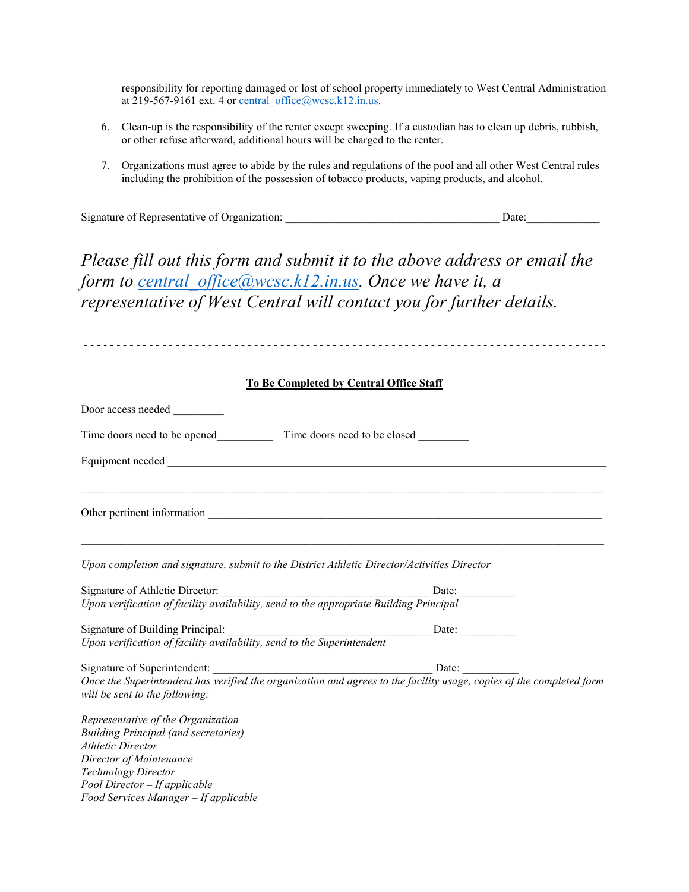responsibility for reporting damaged or lost of school property immediately to West Central Administration at 219-567-9161 ext. 4 or central_office@wcsc.k12.in.us.

6. Clean-up is the responsibility of the renter except sweeping. If a custodian has to clean up debris, rubbish, or other refuse afterward, additional hours will be charged to the renter.

7. Organizations must agree to abide by the rules and regulations of the pool and all other West Central rules including the prohibition of the possession of tobacco products, vaping products, and alcohol.

Signature of Representative of Organization: ______________________________________ Date:_____________

*Please fill out this form and submit it to the above address or email the form to central_office@wcsc.k12.in.us. Once we have it, a representative of West Central will contact you for further details.*

- - - - - - - - - - - - - - - - - - - - - - - - - - - - - - - - - - - - - - - - - - - - - - - - - - - - - - - - - - -

**To Be Completed by Central Office Staff**

Door access needed _________

Time doors need to be opened__________ Time doors need to be closed _________

Equipment needed ______________________________________________________________________________

______________________________________________________________________________________________

Other pertinent information _____________________________________________________________________

______________________________________________________________________________________________

*Upon completion and signature, submit to the District Athletic Director/Activities Director*

Signature of Athletic Director: _____________________________________ Date: __________

*Upon verification of facility availability, send to the appropriate Building Principal*

Signature of Building Principal: ____________________________________ Date: __________

*Upon verification of facility availability, send to the Superintendent*

Signature of Superintendent: ______________________________________ Date: __________

*Once the Superintendent has verified the organization and agrees to the facility usage, copies of the completed form will be sent to the following:*

*Representative of the Organization*
*Building Principal (and secretaries)*
*Athletic Director*
*Director of Maintenance*
*Technology Director*
*Pool Director – If applicable*
*Food Services Manager – If applicable*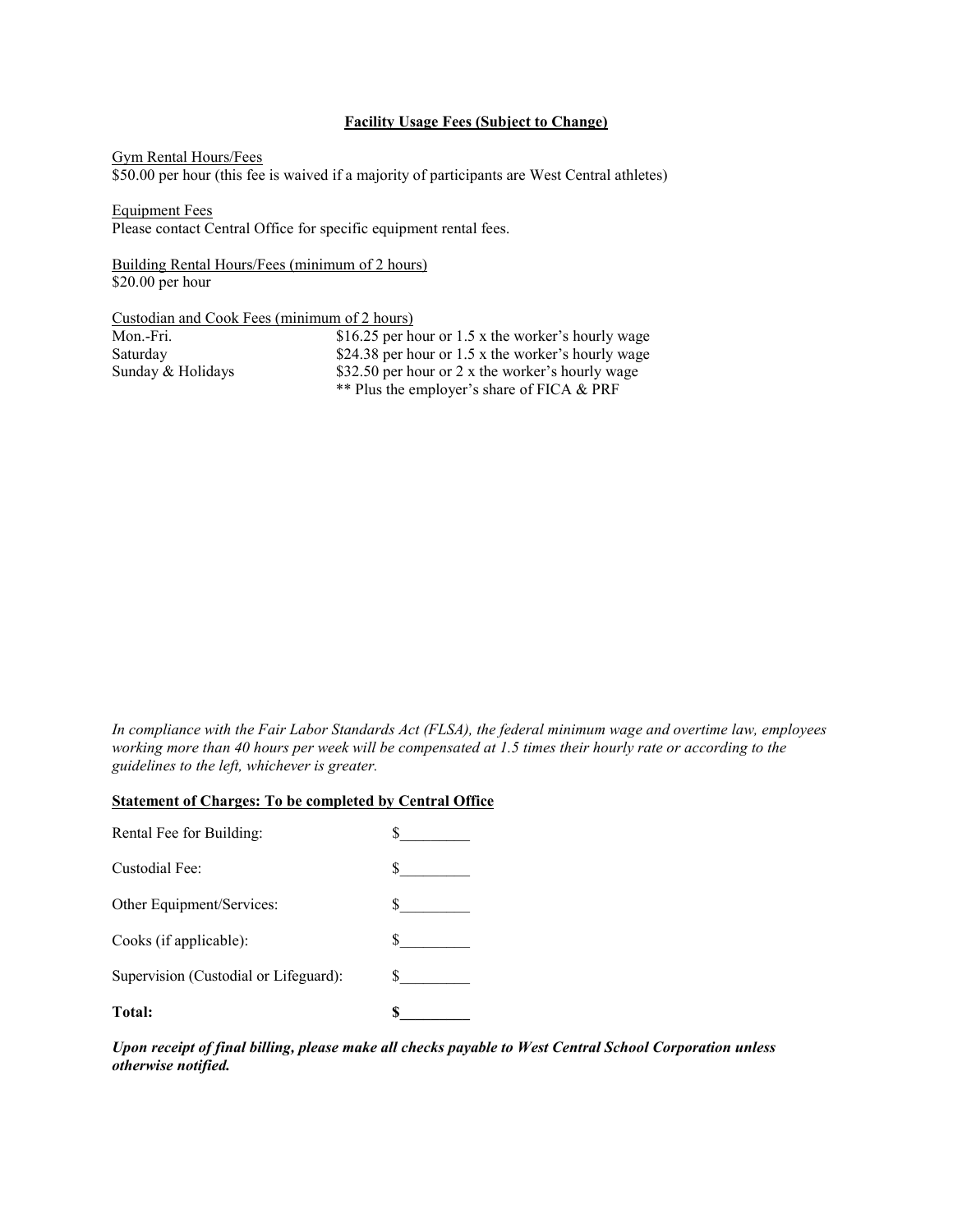## Facility Usage Fees (Subject to Change)

Gym Rental Hours/Fees
$50.00 per hour (this fee is waived if a majority of participants are West Central athletes)

Equipment Fees
Please contact Central Office for specific equipment rental fees.

Building Rental Hours/Fees (minimum of 2 hours)
$20.00 per hour

Custodian and Cook Fees (minimum of 2 hours)

| | |
|---|---|
| Mon.-Fri. | $16.25 per hour or 1.5 x the worker's hourly wage |
| Saturday | $24.38 per hour or 1.5 x the worker's hourly wage |
| Sunday & Holidays | $32.50 per hour or 2 x the worker's hourly wage |
| | ** Plus the employer's share of FICA & PRF |

*In compliance with the Fair Labor Standards Act (FLSA), the federal minimum wage and overtime law, employees working more than 40 hours per week will be compensated at 1.5 times their hourly rate or according to the guidelines to the left, whichever is greater.*

**Statement of Charges: To be completed by Central Office**

| | |
|---|---|
| Rental Fee for Building: | $_________ |
| Custodial Fee: | $_________ |
| Other Equipment/Services: | $_________ |
| Cooks (if applicable): | $_________ |
| Supervision (Custodial or Lifeguard): | $_________ |
| **Total:** | **$_________** |

***Upon receipt of final billing, please make all checks payable to West Central School Corporation unless otherwise notified.***